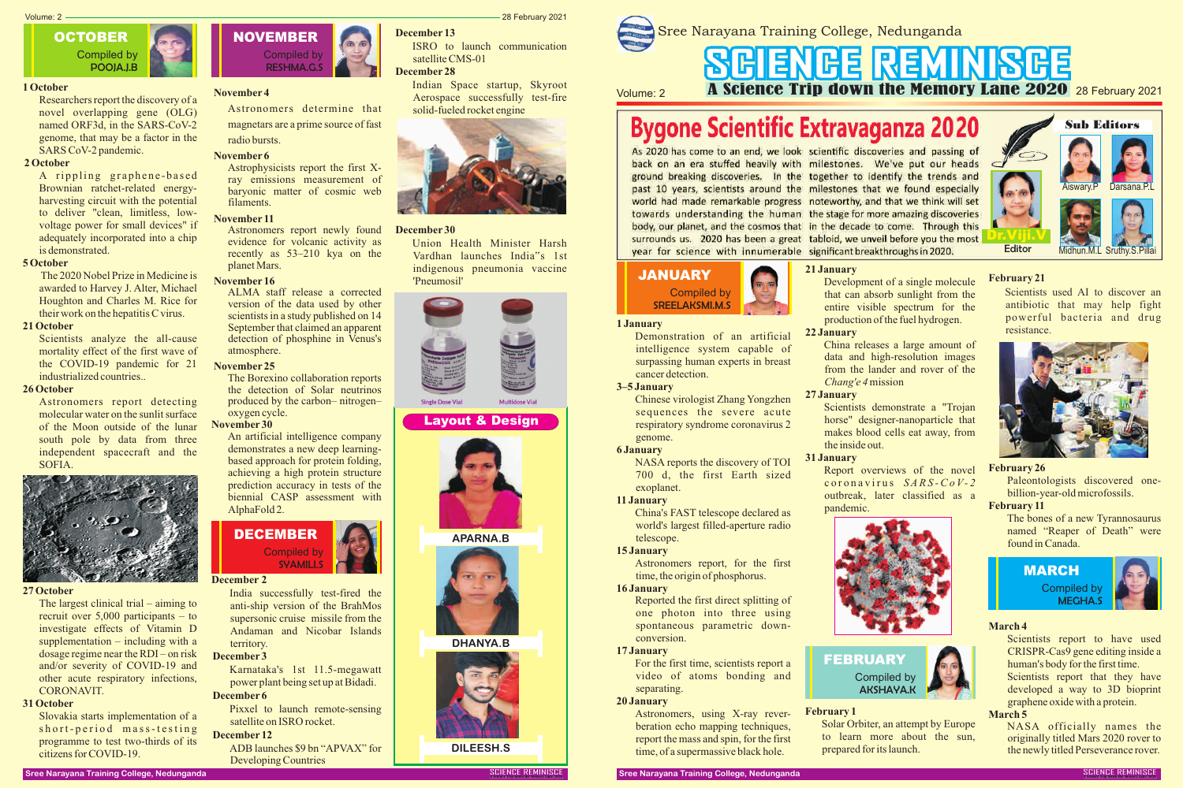Sree Narayana Training College, Nedunganda

# SCIENCE REMINISCE

## A Science Trip down the Memory Lane 2020

Volume: 2 — 28 February 2021

# Bygone Scientific Extravaganza 2020

As 2020 has come to an end, we look back on an era stuffed heavily with ground breaking discoveries. In the past 10 years, scientists around the world had made remarkable progress towards understanding the human body, our planet, and the cosmos that surrounds us. 2020 has been a great year for science with innumerable scientific discoveries and passing of milestones. We've put our heads together to identify the trends and milestones that we found especially noteworthy, and that we think will set the stage for more amazing discoveries in the decade to come. Through this tabloid, we unveil before you the most significant breakthroughs in 2020.

**Editor:** Dr.Viji.V

**Sub Editors:** Aiswary.P, Darsana.P.L, Midhun.M.L, Sruthy.S.Pillai

## JANUARY

Compiled by SREELAKSMI.M.S

**1 January**
Demonstration of an artificial intelligence system capable of surpassing human experts in breast cancer detection.

**3–5 January**
Chinese virologist Zhang Yongzhen sequences the severe acute respiratory syndrome coronavirus 2 genome.

**6 January**
NASA reports the discovery of TOI 700 d, the first Earth sized exoplanet.

**11 January**
China's FAST telescope declared as world's largest filled-aperture radio telescope.

**15 January**
Astronomers report, for the first time, the origin of phosphorus.

**16 January**
Reported the first direct splitting of one photon into three using spontaneous parametric down-conversion.

**17 January**
For the first time, scientists report a video of atoms bonding and separating.

**20 January**
Astronomers, using X-ray reverberation echo mapping techniques, report the mass and spin, for the first time, of a supermassive black hole.

**21 January**
Development of a single molecule that can absorb sunlight from the entire visible spectrum for the production of the fuel hydrogen.

**22 January**
China releases a large amount of data and high-resolution images from the lander and rover of the *Chang'e 4* mission

**27 January**
Scientists demonstrate a "Trojan horse" designer-nanoparticle that makes blood cells eat away, from the inside out.

**31 January**
Report overviews of the novel coronavirus *SARS-CoV-2* outbreak, later classified as a pandemic.

## FEBRUARY

Compiled by AKSHAYA.K

**February 1**
Solar Orbiter, an attempt by Europe to learn more about the sun, prepared for its launch.

**February 21**
Scientists used AI to discover an antibiotic that may help fight powerful bacteria and drug resistance.

**February 26**
Paleontologists discovered one-billion-year-old microfossils.

**February 11**
The bones of a new Tyrannosaurus named "Reaper of Death" were found in Canada.

## MARCH

Compiled by MEGHA.S

**March 4**
Scientists report to have used CRISPR-Cas9 gene editing inside a human's body for the first time.
Scientists report that they have developed a way to 3D bioprint graphene oxide with a protein.

**March 5**
NASA officially names the originally titled Mars 2020 rover to the newly titled Perseverance rover.

## OCTOBER

Compiled by POOJA.J.B

**1 October**
Researchers report the discovery of a novel overlapping gene (OLG) named ORF3d, in the SARS-CoV-2 genome, that may be a factor in the SARS CoV-2 pandemic.

**2 October**
A rippling graphene-based Brownian ratchet-related energy-harvesting circuit with the potential to deliver "clean, limitless, low-voltage power for small devices" if adequately incorporated into a chip is demonstrated.

**5 October**
The 2020 Nobel Prize in Medicine is awarded to Harvey J. Alter, Michael Houghton and Charles M. Rice for their work on the hepatitis C virus.

**21 October**
Scientists analyze the all-cause mortality effect of the first wave of the COVID-19 pandemic for 21 industrialized countries..

**26 October**
Astronomers report detecting molecular water on the sunlit surface of the Moon outside of the lunar south pole by data from three independent spacecraft and the SOFIA.

**27 October**
The largest clinical trial – aiming to recruit over 5,000 participants – to investigate effects of Vitamin D supplementation – including with a dosage regime near the RDI – on risk and/or severity of COVID-19 and other acute respiratory infections, CORONAVIT.

**31 October**
Slovakia starts implementation of a short-period mass-testing programme to test two-thirds of its citizens for COVID-19.

## NOVEMBER

Compiled by RESHMA.G.S

**November 4**
Astronomers determine that magnetars are a prime source of fast radio bursts.

**November 6**
Astrophysicists report the first X-ray emissions measurement of baryonic matter of cosmic web filaments.

**November 11**
Astronomers report newly found evidence for volcanic activity as recently as 53–210 kya on the planet Mars.

**November 16**
ALMA staff release a corrected version of the data used by other scientists in a study published on 14 September that claimed an apparent detection of phosphine in Venus's atmosphere.

**November 25**
The Borexino collaboration reports the detection of Solar neutrinos produced by the carbon– nitrogen–oxygen cycle.

**November 30**
An artificial intelligence company demonstrates a new deep learning-based approach for protein folding, achieving a high protein structure prediction accuracy in tests of the biennial CASP assessment with AlphaFold 2.

## DECEMBER

Compiled by SYAMILI.S

**December 2**
India successfully test-fired the anti-ship version of the BrahMos supersonic cruise missile from the Andaman and Nicobar Islands territory.

**December 3**
Karnataka's 1st 11.5-megawatt power plant being set up at Bidadi.

**December 6**
Pixxel to launch remote-sensing satellite on ISRO rocket.

**December 12**
ADB launches $9 bn "APVAX" for Developing Countries

**December 13**
ISRO to launch communication satellite CMS-01

**December 28**
Indian Space startup, Skyroot Aerospace successfully test-fire solid-fueled rocket engine

**December 30**
Union Health Minister Harsh Vardhan launches India"s 1st indigenous pneumonia vaccine 'Pneumosil'

Single Dose Vial — Multidose Vial

## Layout & Design

APARNA.B

DHANYA.B

DILEESH.S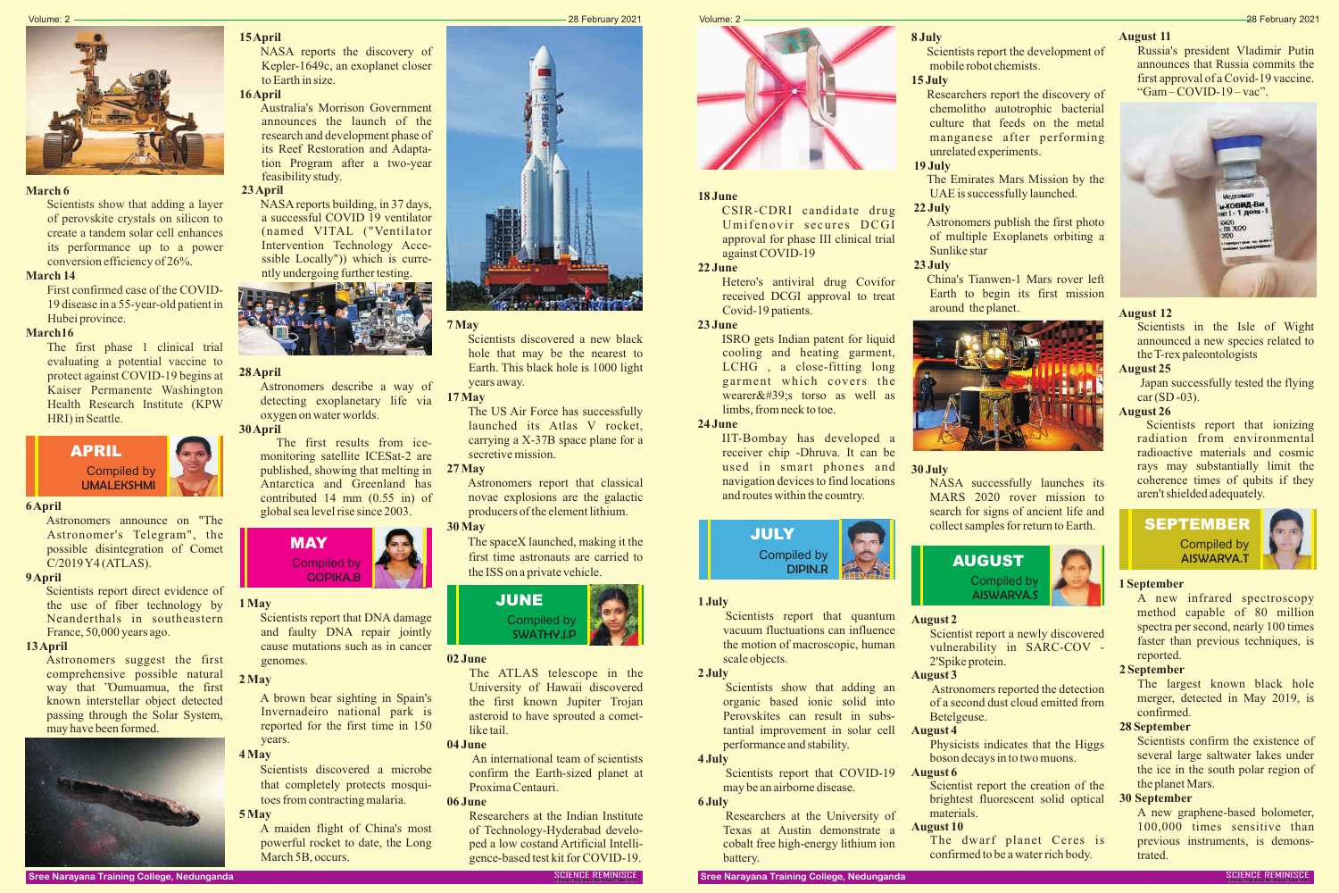**March 6**

Scientists show that adding a layer of perovskite crystals on silicon to create a tandem solar cell enhances its performance up to a power conversion efficiency of 26%.

**March 14**

First confirmed case of the COVID-19 disease in a 55-year-old patient in Hubei province.

**March16**

The first phase 1 clinical trial evaluating a potential vaccine to protect against COVID-19 begins at Kaiser Permanente Washington Health Research Institute (KPW HRI) in Seattle.

## APRIL

Compiled by **UMALEKSHMI**

**6 April**

Astronomers announce on "The Astronomer's Telegram", the possible disintegration of Comet C/2019 Y4 (ATLAS).

**9 April**

Scientists report direct evidence of the use of fiber technology by Neanderthals in southeastern France, 50,000 years ago.

**13 April**

Astronomers suggest the first comprehensive possible natural way that 'Oumuamua, the first known interstellar object detected passing through the Solar System, may have been formed.

**15 April**

NASA reports the discovery of Kepler-1649c, an exoplanet closer to Earth in size.

**16 April**

Australia's Morrison Government announces the launch of the research and development phase of its Reef Restoration and Adaptation Program after a two-year feasibility study.

**23 April**

NASA reports building, in 37 days, a successful COVID 19 ventilator (named VITAL ("Ventilator Intervention Technology Accessible Locally")) which is currently undergoing further testing.

**28 April**

Astronomers describe a way of detecting exoplanetary life via oxygen on water worlds.

**30 April**

The first results from ice-monitoring satellite ICESat-2 are published, showing that melting in Antarctica and Greenland has contributed 14 mm (0.55 in) of global sea level rise since 2003.

## MAY

Compiled by **GOPIKA.B**

**1 May**

Scientists report that DNA damage and faulty DNA repair jointly cause mutations such as in cancer genomes.

**2 May**

A brown bear sighting in Spain's Invernadeiro national park is reported for the first time in 150 years.

**4 May**

Scientists discovered a microbe that completely protects mosquitoes from contracting malaria.

**5 May**

A maiden flight of China's most powerful rocket to date, the Long March 5B, occurs.

**7 May**

Scientists discovered a new black hole that may be the nearest to Earth. This black hole is 1000 light years away.

**17 May**

The US Air Force has successfully launched its Atlas V rocket, carrying a X-37B space plane for a secretive mission.

**27 May**

Astronomers report that classical novae explosions are the galactic producers of the element lithium.

**30 May**

The spaceX launched, making it the first time astronauts are carried to the ISS on a private vehicle.

## JUNE

Compiled by **SWATHY.J.P**

**02 June**

The ATLAS telescope in the University of Hawaii discovered the first known Jupiter Trojan asteroid to have sprouted a comet-like tail.

**04 June**

An international team of scientists confirm the Earth-sized planet at Proxima Centauri.

**06 June**

Researchers at the Indian Institute of Technology-Hyderabad developed a low costand Artificial Intelligence-based test kit for COVID-19.

**18 June**

CSIR-CDRI candidate drug Umifenovir secures DCGI approval for phase III clinical trial against COVID-19

**22 June**

Hetero's antiviral drug Covifor received DCGI approval to treat Covid-19 patients.

**23 June**

ISRO gets Indian patent for liquid cooling and heating garment, LCHG , a close-fitting long garment which covers the wearer&#39;s torso as well as limbs, from neck to toe.

**24 June**

IIT-Bombay has developed a receiver chip -Dhruva. It can be used in smart phones and navigation devices to find locations and routes within the country.

## JULY

Compiled by **DIPIN.R**

**1 July**

Scientists report that quantum vacuum fluctuations can influence the motion of macroscopic, human scale objects.

**2 July**

Scientists show that adding an organic based ionic solid into Perovskites can result in substantial improvement in solar cell performance and stability.

**4 July**

Scientists report that COVID-19 may be an airborne disease.

**6 July**

Researchers at the University of Texas at Austin demonstrate a cobalt free high-energy lithium ion battery.

**8 July**

Scientists report the development of mobile robot chemists.

**15 July**

Researchers report the discovery of chemolitho autotrophic bacterial culture that feeds on the metal manganese after performing unrelated experiments.

**19 July**

The Emirates Mars Mission by the UAE is successfully launched.

**22 July**

Astronomers publish the first photo of multiple Exoplanets orbiting a Sunlike star

**23 July**

China's Tianwen-1 Mars rover left Earth to begin its first mission around the planet.

**30 July**

NASA successfully launches its MARS 2020 rover mission to search for signs of ancient life and collect samples for return to Earth.

## AUGUST

Compiled by **AISWARYA.S**

**August 2**

Scientist report a newly discovered vulnerability in SARC-COV - 2'Spike protein.

**August 3**

Astronomers reported the detection of a second dust cloud emitted from Betelgeuse.

**August 4**

Physicists indicates that the Higgs boson decays in to two muons.

**August 6**

Scientist report the creation of the brightest fluorescent solid optical materials.

**August 10**

The dwarf planet Ceres is confirmed to be a water rich body.

**August 11**

Russia's president Vladimir Putin announces that Russia commits the first approval of a Covid-19 vaccine. "Gam – COVID-19 – vac".

**August 12**

Scientists in the Isle of Wight announced a new species related to the T-rex paleontologists

**August 25**

Japan successfully tested the flying car (SD -03).

**August 26**

Scientists report that ionizing radiation from environmental radioactive materials and cosmic rays may substantially limit the coherence times of qubits if they aren't shielded adequately.

## SEPTEMBER

Compiled by **AISWARYA.T**

**1 September**

A new infrared spectroscopy method capable of 80 million spectra per second, nearly 100 times faster than previous techniques, is reported.

**2 September**

The largest known black hole merger, detected in May 2019, is confirmed.

**28 September**

Scientists confirm the existence of several large saltwater lakes under the ice in the south polar region of the planet Mars.

**30 September**

A new graphene-based bolometer, 100,000 times sensitive than previous instruments, is demonstrated.